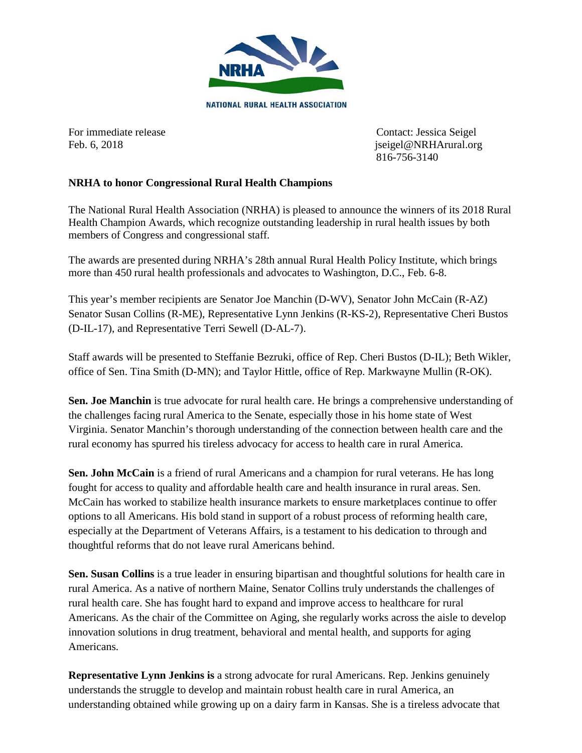NRHA

NATIONAL RURAL HEALTH ASSOCIATION

For immediate release
Feb. 6, 2018

Contact: Jessica Seigel
jseigel@NRHArural.org
816-756-3140

**NRHA to honor Congressional Rural Health Champions**

The National Rural Health Association (NRHA) is pleased to announce the winners of its 2018 Rural Health Champion Awards, which recognize outstanding leadership in rural health issues by both members of Congress and congressional staff.

The awards are presented during NRHA's 28th annual Rural Health Policy Institute, which brings more than 450 rural health professionals and advocates to Washington, D.C., Feb. 6-8.

This year's member recipients are Senator Joe Manchin (D-WV), Senator John McCain (R-AZ) Senator Susan Collins (R-ME), Representative Lynn Jenkins (R-KS-2), Representative Cheri Bustos (D-IL-17), and Representative Terri Sewell (D-AL-7).

Staff awards will be presented to Steffanie Bezruki, office of Rep. Cheri Bustos (D-IL); Beth Wikler, office of Sen. Tina Smith (D-MN); and Taylor Hittle, office of Rep. Markwayne Mullin (R-OK).

**Sen. Joe Manchin** is true advocate for rural health care. He brings a comprehensive understanding of the challenges facing rural America to the Senate, especially those in his home state of West Virginia. Senator Manchin's thorough understanding of the connection between health care and the rural economy has spurred his tireless advocacy for access to health care in rural America.

**Sen. John McCain** is a friend of rural Americans and a champion for rural veterans. He has long fought for access to quality and affordable health care and health insurance in rural areas. Sen. McCain has worked to stabilize health insurance markets to ensure marketplaces continue to offer options to all Americans. His bold stand in support of a robust process of reforming health care, especially at the Department of Veterans Affairs, is a testament to his dedication to through and thoughtful reforms that do not leave rural Americans behind.

**Sen. Susan Collins** is a true leader in ensuring bipartisan and thoughtful solutions for health care in rural America. As a native of northern Maine, Senator Collins truly understands the challenges of rural health care. She has fought hard to expand and improve access to healthcare for rural Americans. As the chair of the Committee on Aging, she regularly works across the aisle to develop innovation solutions in drug treatment, behavioral and mental health, and supports for aging Americans.

**Representative Lynn Jenkins is** a strong advocate for rural Americans. Rep. Jenkins genuinely understands the struggle to develop and maintain robust health care in rural America, an understanding obtained while growing up on a dairy farm in Kansas. She is a tireless advocate that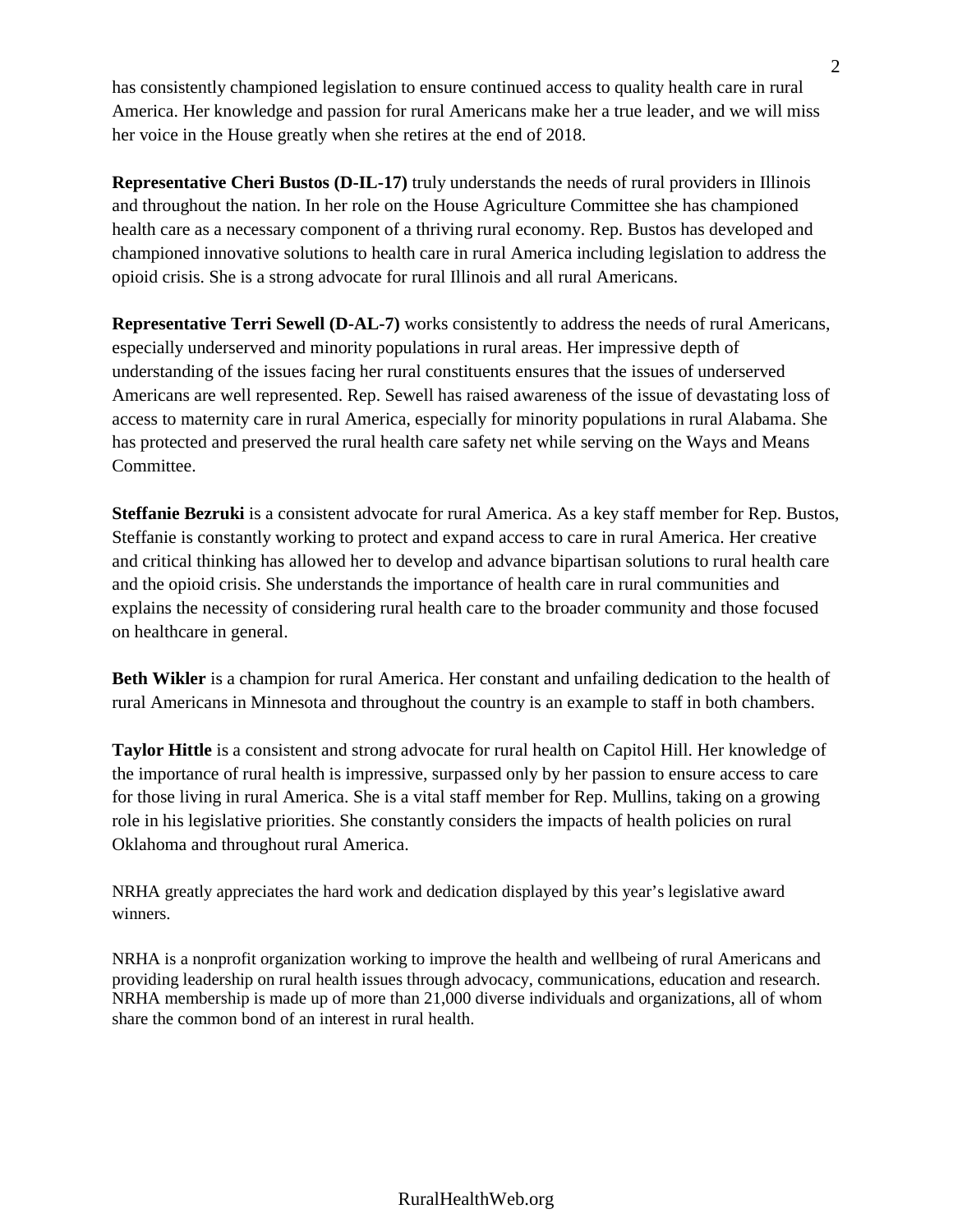has consistently championed legislation to ensure continued access to quality health care in rural America. Her knowledge and passion for rural Americans make her a true leader, and we will miss her voice in the House greatly when she retires at the end of 2018.

**Representative Cheri Bustos (D-IL-17)** truly understands the needs of rural providers in Illinois and throughout the nation. In her role on the House Agriculture Committee she has championed health care as a necessary component of a thriving rural economy. Rep. Bustos has developed and championed innovative solutions to health care in rural America including legislation to address the opioid crisis. She is a strong advocate for rural Illinois and all rural Americans.

**Representative Terri Sewell (D-AL-7)** works consistently to address the needs of rural Americans, especially underserved and minority populations in rural areas. Her impressive depth of understanding of the issues facing her rural constituents ensures that the issues of underserved Americans are well represented. Rep. Sewell has raised awareness of the issue of devastating loss of access to maternity care in rural America, especially for minority populations in rural Alabama. She has protected and preserved the rural health care safety net while serving on the Ways and Means Committee.

**Steffanie Bezruki** is a consistent advocate for rural America. As a key staff member for Rep. Bustos, Steffanie is constantly working to protect and expand access to care in rural America. Her creative and critical thinking has allowed her to develop and advance bipartisan solutions to rural health care and the opioid crisis. She understands the importance of health care in rural communities and explains the necessity of considering rural health care to the broader community and those focused on healthcare in general.

**Beth Wikler** is a champion for rural America. Her constant and unfailing dedication to the health of rural Americans in Minnesota and throughout the country is an example to staff in both chambers.

**Taylor Hittle** is a consistent and strong advocate for rural health on Capitol Hill. Her knowledge of the importance of rural health is impressive, surpassed only by her passion to ensure access to care for those living in rural America. She is a vital staff member for Rep. Mullins, taking on a growing role in his legislative priorities. She constantly considers the impacts of health policies on rural Oklahoma and throughout rural America.

NRHA greatly appreciates the hard work and dedication displayed by this year's legislative award winners.

NRHA is a nonprofit organization working to improve the health and wellbeing of rural Americans and providing leadership on rural health issues through advocacy, communications, education and research. NRHA membership is made up of more than 21,000 diverse individuals and organizations, all of whom share the common bond of an interest in rural health.

RuralHealthWeb.org